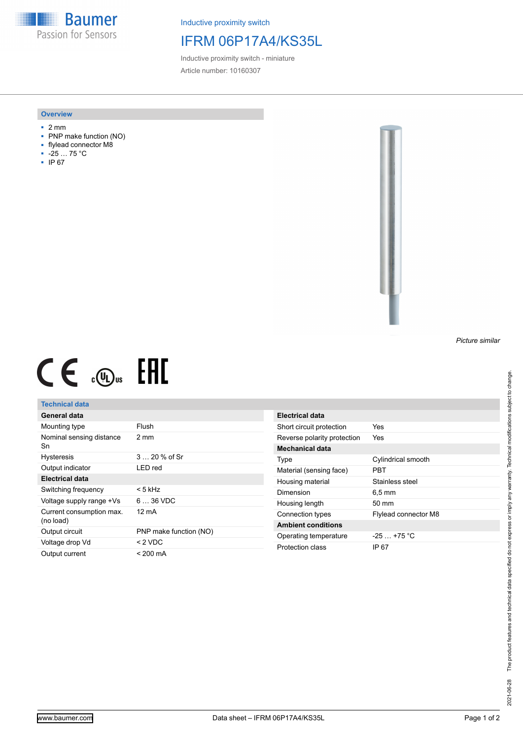Baumer
Passion for Sensors

Inductive proximity switch

# IFRM 06P17A4/KS35L

Inductive proximity switch - miniature

Article number: 10160307

## Overview

- 2 mm
- PNP make function (NO)
- flylead connector M8
- -25 … 75 °C
- IP 67

*Picture similar*

## Technical data

| General data | |
|---|---|
| Mounting type | Flush |
| Nominal sensing distance Sn | 2 mm |
| Hysteresis | 3 … 20 % of Sr |
| Output indicator | LED red |
| **Electrical data** | |
| Switching frequency | < 5 kHz |
| Voltage supply range +Vs | 6 … 36 VDC |
| Current consumption max. (no load) | 12 mA |
| Output circuit | PNP make function (NO) |
| Voltage drop Vd | < 2 VDC |
| Output current | < 200 mA |

| Electrical data | |
|---|---|
| Short circuit protection | Yes |
| Reverse polarity protection | Yes |
| **Mechanical data** | |
| Type | Cylindrical smooth |
| Material (sensing face) | PBT |
| Housing material | Stainless steel |
| Dimension | 6,5 mm |
| Housing length | 50 mm |
| Connection types | Flylead connector M8 |
| **Ambient conditions** | |
| Operating temperature | -25 … +75 °C |
| Protection class | IP 67 |

2021-06-28 The product features and technical data specified do not express or imply any warranty. Technical modifications subject to change.

www.baumer.com

Data sheet – IFRM 06P17A4/KS35L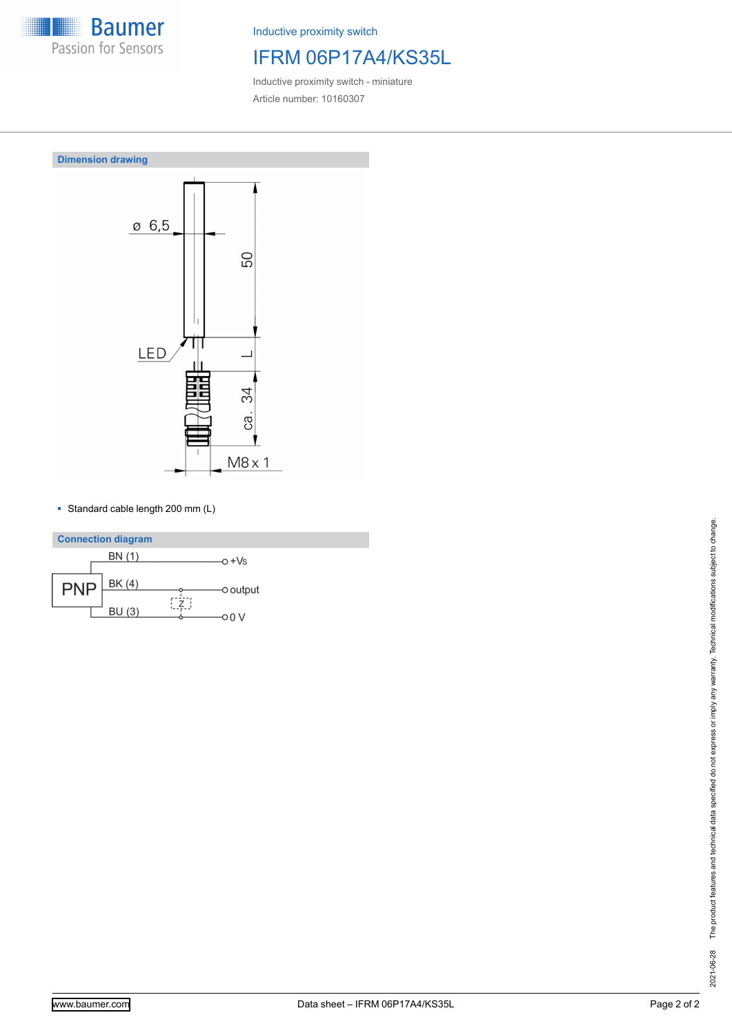Inductive proximity switch

# IFRM 06P17A4/KS35L

Inductive proximity switch - miniature

Article number: 10160307

## Dimension drawing

ø 6,5

50

LED

L

ca. 34

M8 x 1

- Standard cable length 200 mm (L)

## Connection diagram

PNP

BN (1)

+Vs

BK (4)

output

Z

BU (3)

0 V

The product features and technical data specified do not express or imply any warranty. Technical modifications subject to change.

2021-06-28